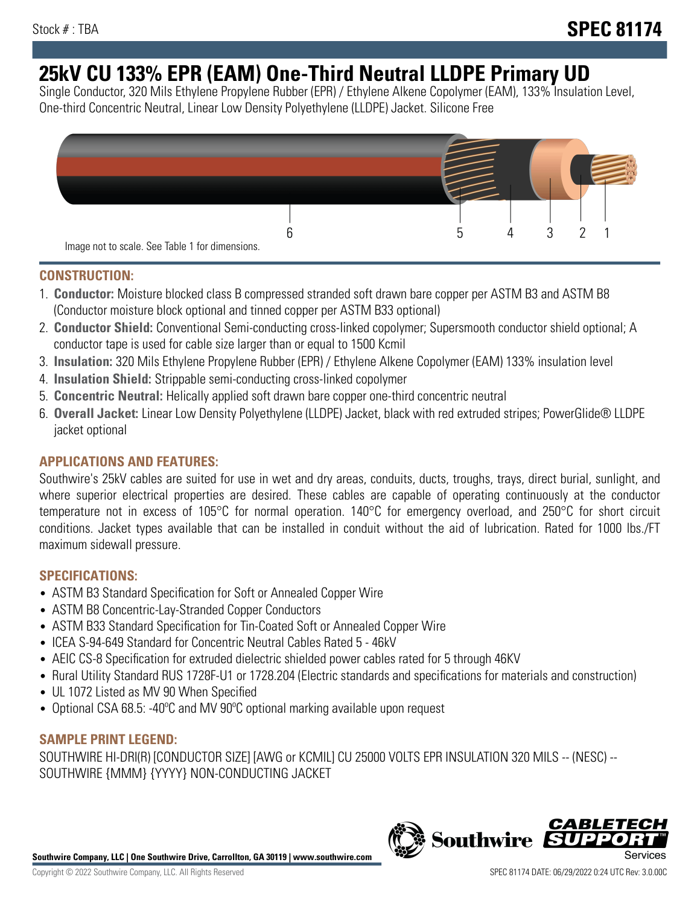Stock # : TBA

# SPEC 81174

# 25kV CU 133% EPR (EAM) One-Third Neutral LLDPE Primary UD

Single Conductor, 320 Mils Ethylene Propylene Rubber (EPR) / Ethylene Alkene Copolymer (EAM), 133% Insulation Level, One-third Concentric Neutral, Linear Low Density Polyethylene (LLDPE) Jacket. Silicone Free

6 5 4 3 2 1

Image not to scale. See Table 1 for dimensions.

## CONSTRUCTION:

1. **Conductor:** Moisture blocked class B compressed stranded soft drawn bare copper per ASTM B3 and ASTM B8 (Conductor moisture block optional and tinned copper per ASTM B33 optional)
2. **Conductor Shield:** Conventional Semi-conducting cross-linked copolymer; Supersmooth conductor shield optional; A conductor tape is used for cable size larger than or equal to 1500 Kcmil
3. **Insulation:** 320 Mils Ethylene Propylene Rubber (EPR) / Ethylene Alkene Copolymer (EAM) 133% insulation level
4. **Insulation Shield:** Strippable semi-conducting cross-linked copolymer
5. **Concentric Neutral:** Helically applied soft drawn bare copper one-third concentric neutral
6. **Overall Jacket:** Linear Low Density Polyethylene (LLDPE) Jacket, black with red extruded stripes; PowerGlide® LLDPE jacket optional

## APPLICATIONS AND FEATURES:

Southwire's 25kV cables are suited for use in wet and dry areas, conduits, ducts, troughs, trays, direct burial, sunlight, and where superior electrical properties are desired. These cables are capable of operating continuously at the conductor temperature not in excess of 105°C for normal operation. 140°C for emergency overload, and 250°C for short circuit conditions. Jacket types available that can be installed in conduit without the aid of lubrication. Rated for 1000 lbs./FT maximum sidewall pressure.

## SPECIFICATIONS:

- ASTM B3 Standard Specification for Soft or Annealed Copper Wire
- ASTM B8 Concentric-Lay-Stranded Copper Conductors
- ASTM B33 Standard Specification for Tin-Coated Soft or Annealed Copper Wire
- ICEA S-94-649 Standard for Concentric Neutral Cables Rated 5 - 46kV
- AEIC CS-8 Specification for extruded dielectric shielded power cables rated for 5 through 46KV
- Rural Utility Standard RUS 1728F-U1 or 1728.204 (Electric standards and specifications for materials and construction)
- UL 1072 Listed as MV 90 When Specified
- Optional CSA 68.5: -40ºC and MV 90ºC optional marking available upon request

## SAMPLE PRINT LEGEND:

SOUTHWIRE HI-DRI(R) [CONDUCTOR SIZE] [AWG or KCMIL] CU 25000 VOLTS EPR INSULATION 320 MILS -- (NESC) -- SOUTHWIRE {MMM} {YYYY} NON-CONDUCTING JACKET

**Southwire Company, LLC | One Southwire Drive, Carrollton, GA 30119 | www.southwire.com**

Copyright © 2022 Southwire Company, LLC. All Rights Reserved

SPEC 81174 DATE: 06/29/2022 0:24 UTC Rev: 3.0.00C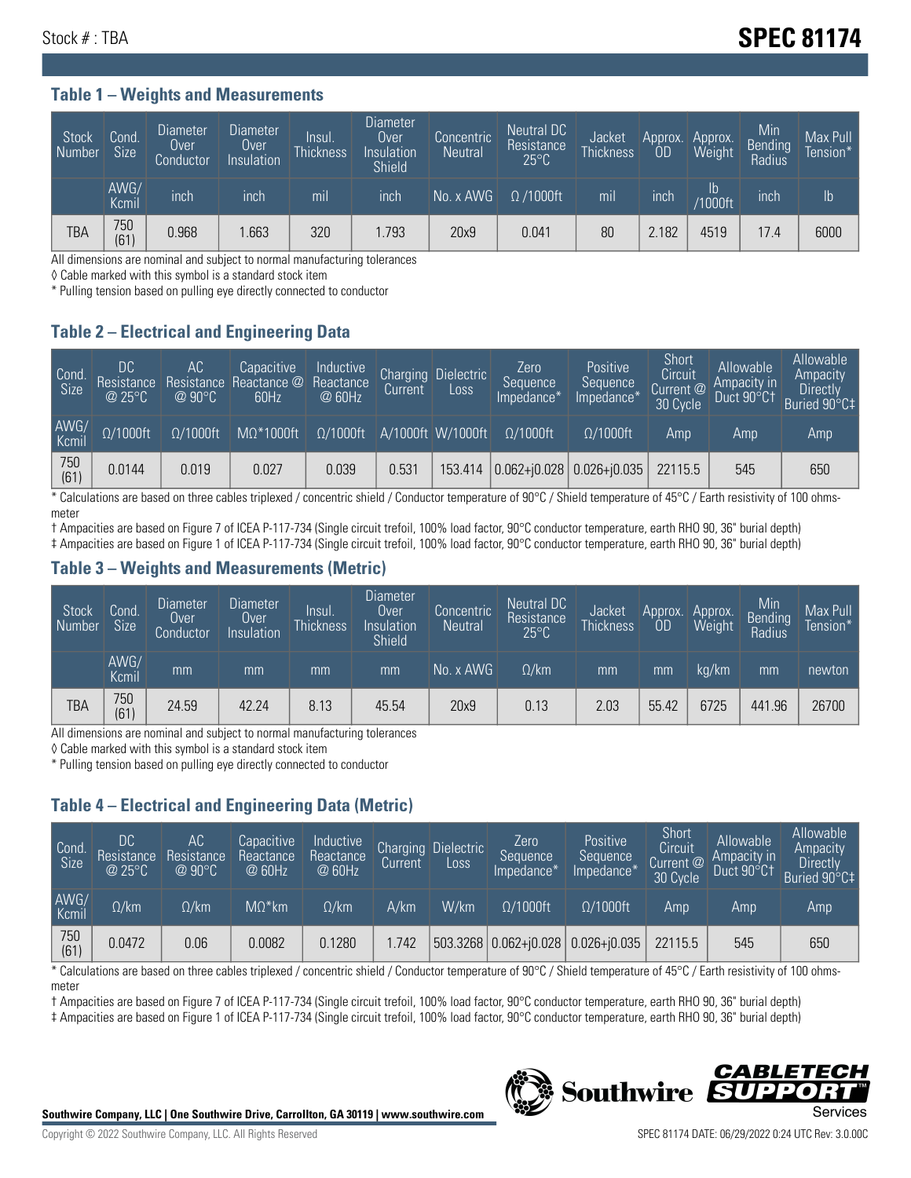Stock # : TBA

# SPEC 81174

### Table 1 – Weights and Measurements

| Stock Number | Cond. Size | Diameter Over Conductor | Diameter Over Insulation | Insul. Thickness | Diameter Over Insulation Shield | Concentric Neutral | Neutral DC Resistance 25°C | Jacket Thickness | Approx. OD | Approx. Weight | Min Bending Radius | Max Pull Tension* |
|---|---|---|---|---|---|---|---|---|---|---|---|---|
| | AWG/ Kcmil | inch | inch | mil | inch | No. x AWG | Ω /1000ft | mil | inch | lb /1000ft | inch | lb |
| TBA | 750 (61) | 0.968 | 1.663 | 320 | 1.793 | 20x9 | 0.041 | 80 | 2.182 | 4519 | 17.4 | 6000 |

All dimensions are nominal and subject to normal manufacturing tolerances

◊ Cable marked with this symbol is a standard stock item

* Pulling tension based on pulling eye directly connected to conductor

### Table 2 – Electrical and Engineering Data

| Cond. Size | DC Resistance @ 25°C | AC Resistance @ 90°C | Capacitive Reactance @ 60Hz | Inductive Reactance @ 60Hz | Charging Current | Dielectric Loss | Zero Sequence Impedance* | Positive Sequence Impedance* | Short Circuit Current @ 30 Cycle | Allowable Ampacity in Duct 90°C† | Allowable Ampacity Directly Buried 90°C‡ |
|---|---|---|---|---|---|---|---|---|---|---|---|
| AWG/ Kcmil | Ω/1000ft | Ω/1000ft | MΩ*1000ft | Ω/1000ft | A/1000ft | W/1000ft | Ω/1000ft | Ω/1000ft | Amp | Amp | Amp |
| 750 (61) | 0.0144 | 0.019 | 0.027 | 0.039 | 0.531 | 153.414 | 0.062+j0.028 | 0.026+j0.035 | 22115.5 | 545 | 650 |

* Calculations are based on three cables triplexed / concentric shield / Conductor temperature of 90°C / Shield temperature of 45°C / Earth resistivity of 100 ohms-meter

† Ampacities are based on Figure 7 of ICEA P-117-734 (Single circuit trefoil, 100% load factor, 90°C conductor temperature, earth RHO 90, 36" burial depth)

‡ Ampacities are based on Figure 1 of ICEA P-117-734 (Single circuit trefoil, 100% load factor, 90°C conductor temperature, earth RHO 90, 36" burial depth)

### Table 3 – Weights and Measurements (Metric)

| Stock Number | Cond. Size | Diameter Over Conductor | Diameter Over Insulation | Insul. Thickness | Diameter Over Insulation Shield | Concentric Neutral | Neutral DC Resistance 25°C | Jacket Thickness | Approx. OD | Approx. Weight | Min Bending Radius | Max Pull Tension* |
|---|---|---|---|---|---|---|---|---|---|---|---|---|
| | AWG/ Kcmil | mm | mm | mm | mm | No. x AWG | Ω/km | mm | mm | kg/km | mm | newton |
| TBA | 750 (61) | 24.59 | 42.24 | 8.13 | 45.54 | 20x9 | 0.13 | 2.03 | 55.42 | 6725 | 441.96 | 26700 |

All dimensions are nominal and subject to normal manufacturing tolerances

◊ Cable marked with this symbol is a standard stock item

* Pulling tension based on pulling eye directly connected to conductor

### Table 4 – Electrical and Engineering Data (Metric)

| Cond. Size | DC Resistance @ 25°C | AC Resistance @ 90°C | Capacitive Reactance @ 60Hz | Inductive Reactance @ 60Hz | Charging Current | Dielectric Loss | Zero Sequence Impedance* | Positive Sequence Impedance* | Short Circuit Current @ 30 Cycle | Allowable Ampacity in Duct 90°C† | Allowable Ampacity Directly Buried 90°C‡ |
|---|---|---|---|---|---|---|---|---|---|---|---|
| AWG/ Kcmil | Ω/km | Ω/km | MΩ*km | Ω/km | A/km | W/km | Ω/1000ft | Ω/1000ft | Amp | Amp | Amp |
| 750 (61) | 0.0472 | 0.06 | 0.0082 | 0.1280 | 1.742 | 503.3268 | 0.062+j0.028 | 0.026+j0.035 | 22115.5 | 545 | 650 |

* Calculations are based on three cables triplexed / concentric shield / Conductor temperature of 90°C / Shield temperature of 45°C / Earth resistivity of 100 ohms-meter

† Ampacities are based on Figure 7 of ICEA P-117-734 (Single circuit trefoil, 100% load factor, 90°C conductor temperature, earth RHO 90, 36" burial depth)

‡ Ampacities are based on Figure 1 of ICEA P-117-734 (Single circuit trefoil, 100% load factor, 90°C conductor temperature, earth RHO 90, 36" burial depth)

**Southwire Company, LLC | One Southwire Drive, Carrollton, GA 30119 | www.southwire.com**

Copyright © 2022 Southwire Company, LLC. All Rights Reserved

SPEC 81174 DATE: 06/29/2022 0:24 UTC Rev: 3.0.00C